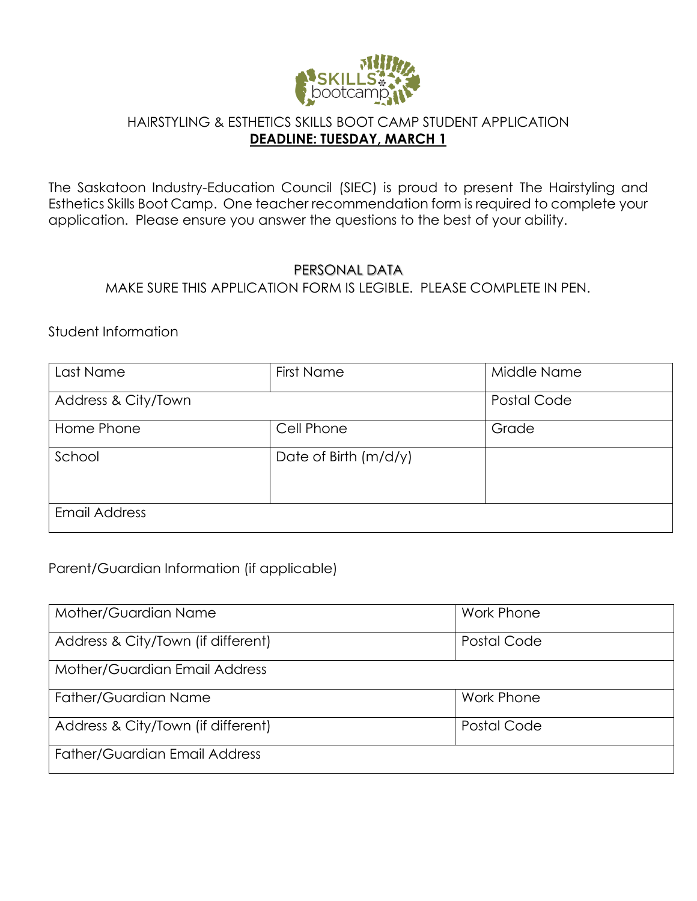# HAIRSTYLING & ESTHETICS SKILLS BOOT CAMP STUDENT APPLICATION

**DEADLINE: TUESDAY, MARCH 1**

The Saskatoon Industry-Education Council (SIEC) is proud to present The Hairstyling and Esthetics Skills Boot Camp. One teacher recommendation form is required to complete your application. Please ensure you answer the questions to the best of your ability.

## PERSONAL DATA

MAKE SURE THIS APPLICATION FORM IS LEGIBLE. PLEASE COMPLETE IN PEN.

Student Information

| Last Name | First Name | Middle Name |
|---|---|---|
| Address & City/Town | | Postal Code |
| Home Phone | Cell Phone | Grade |
| School | Date of Birth (m/d/y) | |
| Email Address | | |

Parent/Guardian Information (if applicable)

| Mother/Guardian Name | Work Phone |
|---|---|
| Address & City/Town (if different) | Postal Code |
| Mother/Guardian Email Address | |
| Father/Guardian Name | Work Phone |
| Address & City/Town (if different) | Postal Code |
| Father/Guardian Email Address | |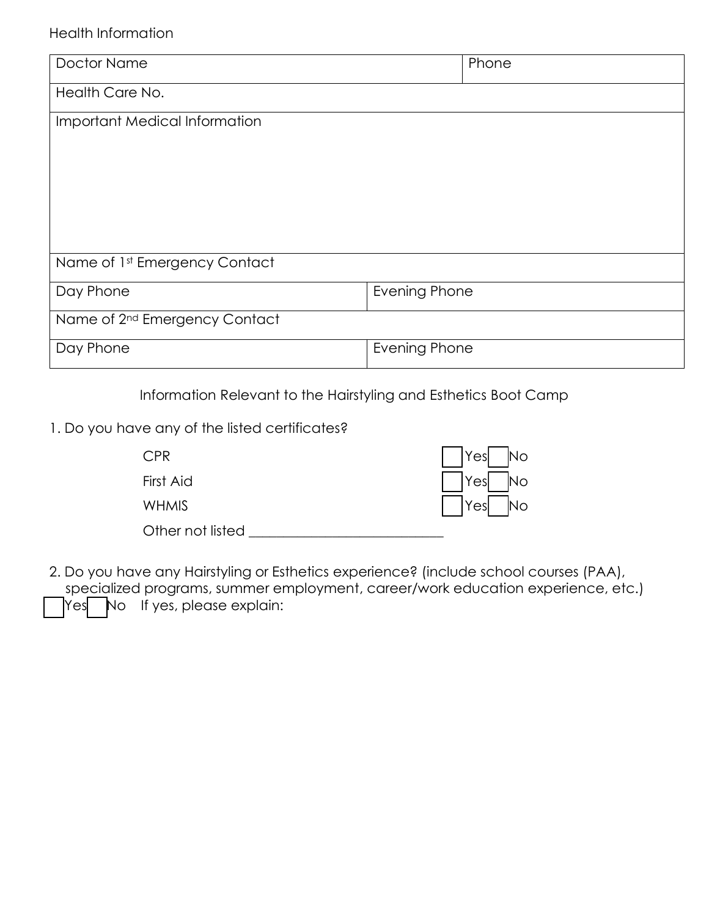Health Information

| Doctor Name | | Phone |
|---|---|---|
| Health Care No. | | |
| Important Medical Information | | |
| Name of 1st Emergency Contact | | |
| Day Phone | Evening Phone | |
| Name of 2nd Emergency Contact | | |
| Day Phone | Evening Phone | |

Information Relevant to the Hairstyling and Esthetics Boot Camp

1. Do you have any of the listed certificates?

| | |
|---|---|
| CPR | ☐ Yes ☐ No |
| First Aid | ☐ Yes ☐ No |
| WHMIS | ☐ Yes ☐ No |
| Other not listed ___________________________ | |

2. Do you have any Hairstyling or Esthetics experience? (include school courses (PAA), specialized programs, summer employment, career/work education experience, etc.)

☐ Yes ☐ No  If yes, please explain: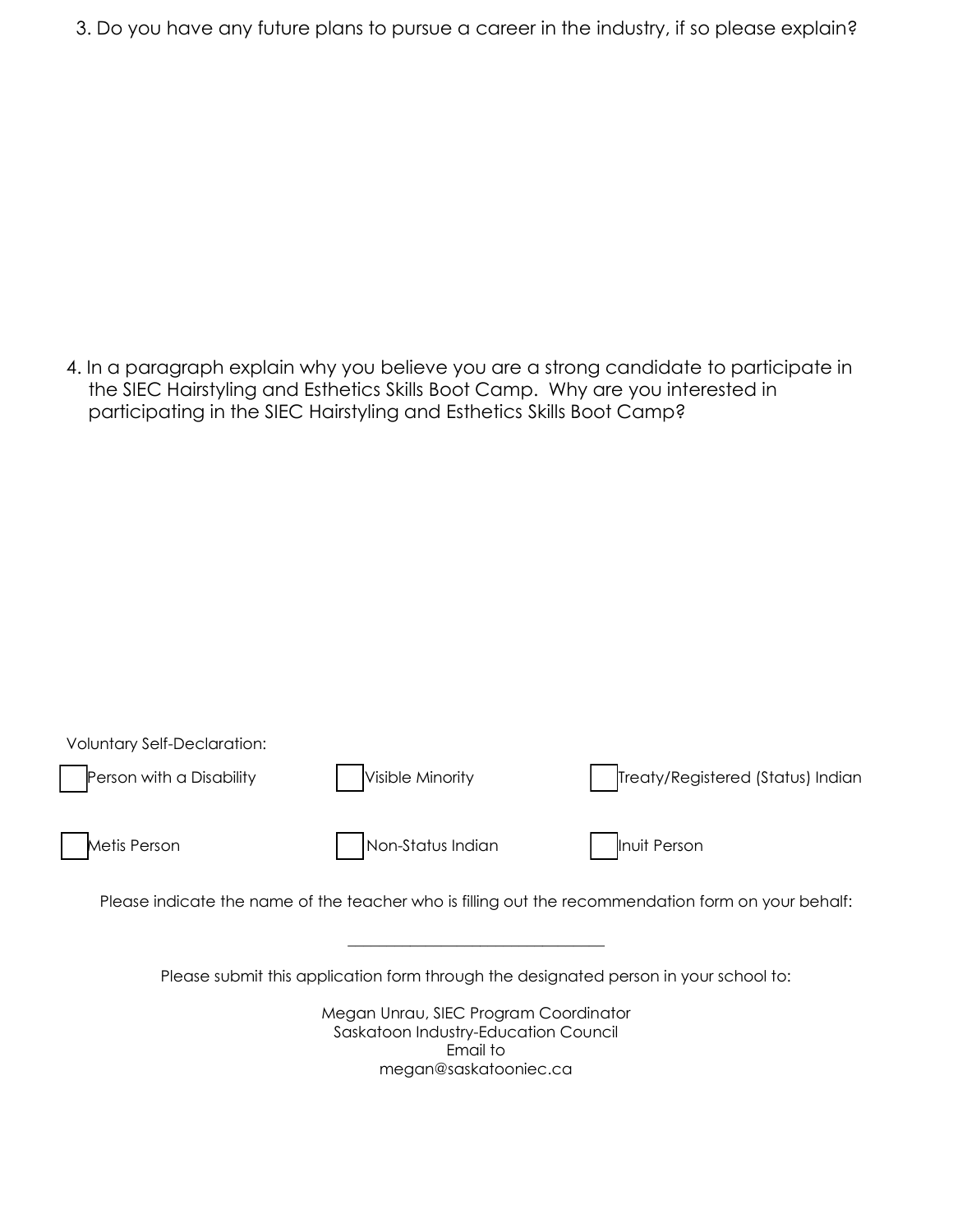3. Do you have any future plans to pursue a career in the industry, if so please explain?

4. In a paragraph explain why you believe you are a strong candidate to participate in the SIEC Hairstyling and Esthetics Skills Boot Camp. Why are you interested in participating in the SIEC Hairstyling and Esthetics Skills Boot Camp?

Voluntary Self-Declaration:

- ☐ Person with a Disability
- ☐ Visible Minority
- ☐ Treaty/Registered (Status) Indian
- ☐ Metis Person
- ☐ Non-Status Indian
- ☐ Inuit Person

Please indicate the name of the teacher who is filling out the recommendation form on your behalf:

\_\_\_\_\_\_\_\_\_\_\_\_\_\_\_\_\_\_\_\_\_\_\_\_\_\_\_\_\_\_\_\_

Please submit this application form through the designated person in your school to:

Megan Unrau, SIEC Program Coordinator
Saskatoon Industry-Education Council
Email to
megan@saskatooniec.ca